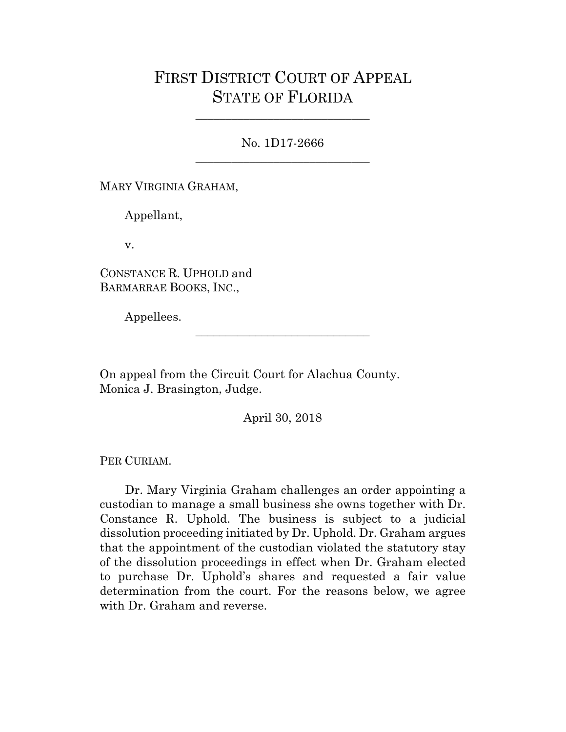# FIRST DISTRICT COURT OF APPEAL
# STATE OF FLORIDA

---

No. 1D17-2666

---

MARY VIRGINIA GRAHAM,

Appellant,

v.

CONSTANCE R. UPHOLD and
BARMARRAE BOOKS, INC.,

Appellees.

---

On appeal from the Circuit Court for Alachua County.
Monica J. Brasington, Judge.

April 30, 2018

PER CURIAM.

Dr. Mary Virginia Graham challenges an order appointing a custodian to manage a small business she owns together with Dr. Constance R. Uphold. The business is subject to a judicial dissolution proceeding initiated by Dr. Uphold. Dr. Graham argues that the appointment of the custodian violated the statutory stay of the dissolution proceedings in effect when Dr. Graham elected to purchase Dr. Uphold's shares and requested a fair value determination from the court. For the reasons below, we agree with Dr. Graham and reverse.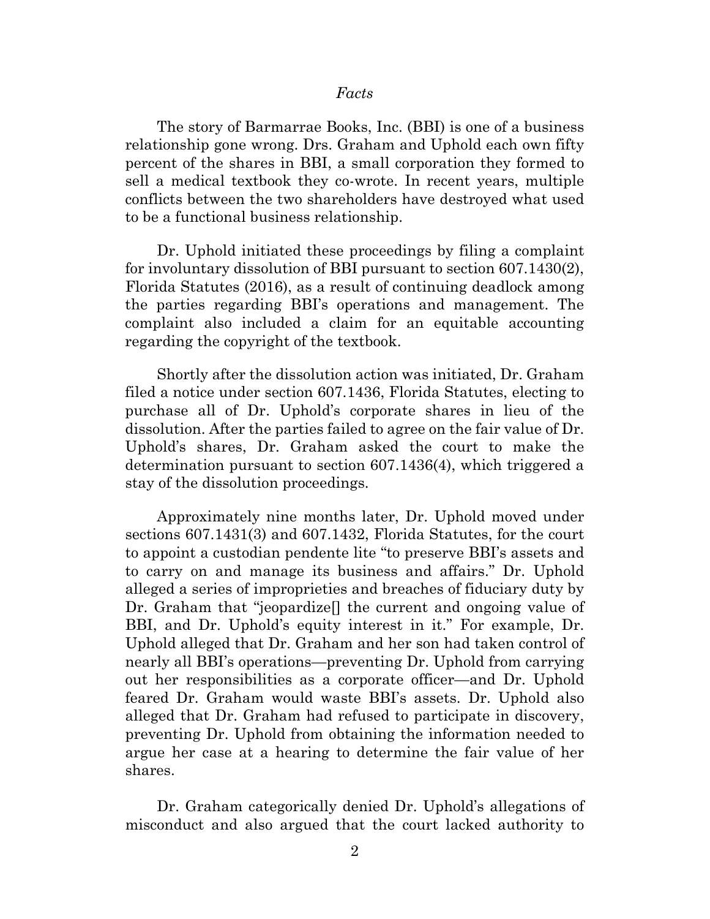*Facts*

The story of Barmarrae Books, Inc. (BBI) is one of a business relationship gone wrong. Drs. Graham and Uphold each own fifty percent of the shares in BBI, a small corporation they formed to sell a medical textbook they co-wrote. In recent years, multiple conflicts between the two shareholders have destroyed what used to be a functional business relationship.

Dr. Uphold initiated these proceedings by filing a complaint for involuntary dissolution of BBI pursuant to section 607.1430(2), Florida Statutes (2016), as a result of continuing deadlock among the parties regarding BBI's operations and management. The complaint also included a claim for an equitable accounting regarding the copyright of the textbook.

Shortly after the dissolution action was initiated, Dr. Graham filed a notice under section 607.1436, Florida Statutes, electing to purchase all of Dr. Uphold's corporate shares in lieu of the dissolution. After the parties failed to agree on the fair value of Dr. Uphold's shares, Dr. Graham asked the court to make the determination pursuant to section 607.1436(4), which triggered a stay of the dissolution proceedings.

Approximately nine months later, Dr. Uphold moved under sections 607.1431(3) and 607.1432, Florida Statutes, for the court to appoint a custodian pendente lite "to preserve BBI's assets and to carry on and manage its business and affairs." Dr. Uphold alleged a series of improprieties and breaches of fiduciary duty by Dr. Graham that "jeopardize[] the current and ongoing value of BBI, and Dr. Uphold's equity interest in it." For example, Dr. Uphold alleged that Dr. Graham and her son had taken control of nearly all BBI's operations—preventing Dr. Uphold from carrying out her responsibilities as a corporate officer—and Dr. Uphold feared Dr. Graham would waste BBI's assets. Dr. Uphold also alleged that Dr. Graham had refused to participate in discovery, preventing Dr. Uphold from obtaining the information needed to argue her case at a hearing to determine the fair value of her shares.

Dr. Graham categorically denied Dr. Uphold's allegations of misconduct and also argued that the court lacked authority to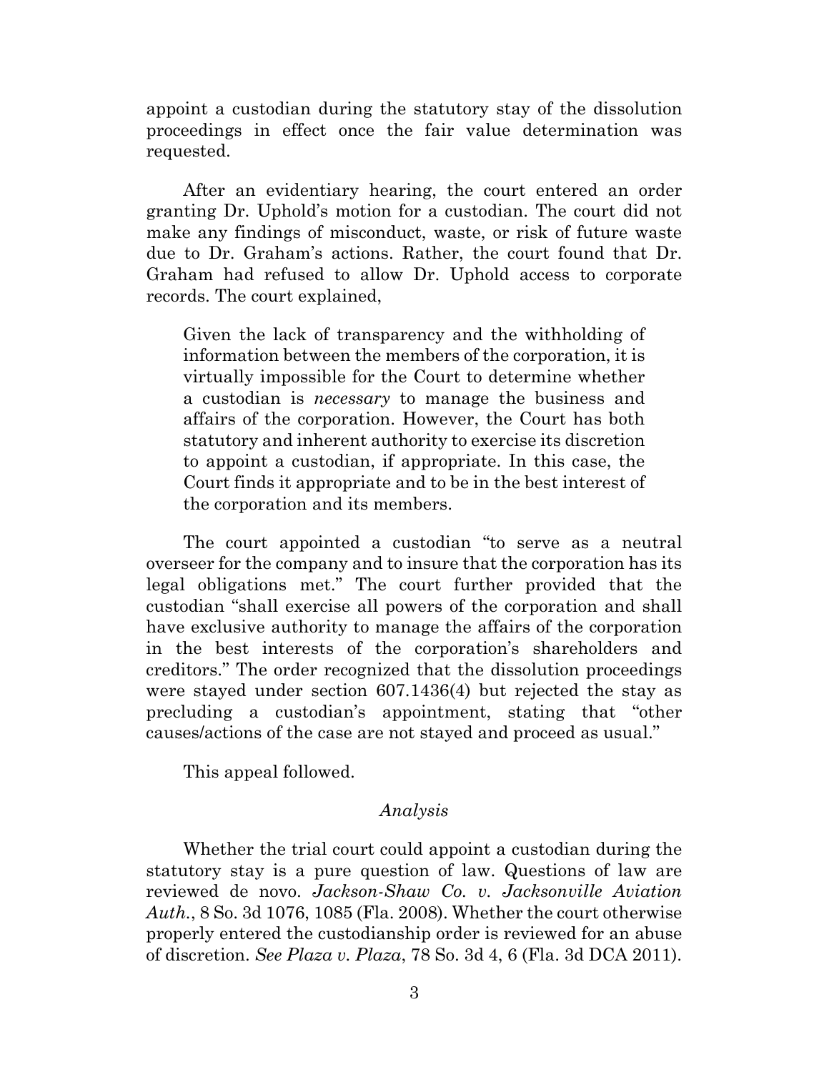appoint a custodian during the statutory stay of the dissolution proceedings in effect once the fair value determination was requested.

After an evidentiary hearing, the court entered an order granting Dr. Uphold's motion for a custodian. The court did not make any findings of misconduct, waste, or risk of future waste due to Dr. Graham's actions. Rather, the court found that Dr. Graham had refused to allow Dr. Uphold access to corporate records. The court explained,

> Given the lack of transparency and the withholding of information between the members of the corporation, it is virtually impossible for the Court to determine whether a custodian is *necessary* to manage the business and affairs of the corporation. However, the Court has both statutory and inherent authority to exercise its discretion to appoint a custodian, if appropriate. In this case, the Court finds it appropriate and to be in the best interest of the corporation and its members.

The court appointed a custodian "to serve as a neutral overseer for the company and to insure that the corporation has its legal obligations met." The court further provided that the custodian "shall exercise all powers of the corporation and shall have exclusive authority to manage the affairs of the corporation in the best interests of the corporation's shareholders and creditors." The order recognized that the dissolution proceedings were stayed under section 607.1436(4) but rejected the stay as precluding a custodian's appointment, stating that "other causes/actions of the case are not stayed and proceed as usual."

This appeal followed.

*Analysis*

Whether the trial court could appoint a custodian during the statutory stay is a pure question of law. Questions of law are reviewed de novo. *Jackson-Shaw Co. v. Jacksonville Aviation Auth.*, 8 So. 3d 1076, 1085 (Fla. 2008). Whether the court otherwise properly entered the custodianship order is reviewed for an abuse of discretion. *See Plaza v. Plaza*, 78 So. 3d 4, 6 (Fla. 3d DCA 2011).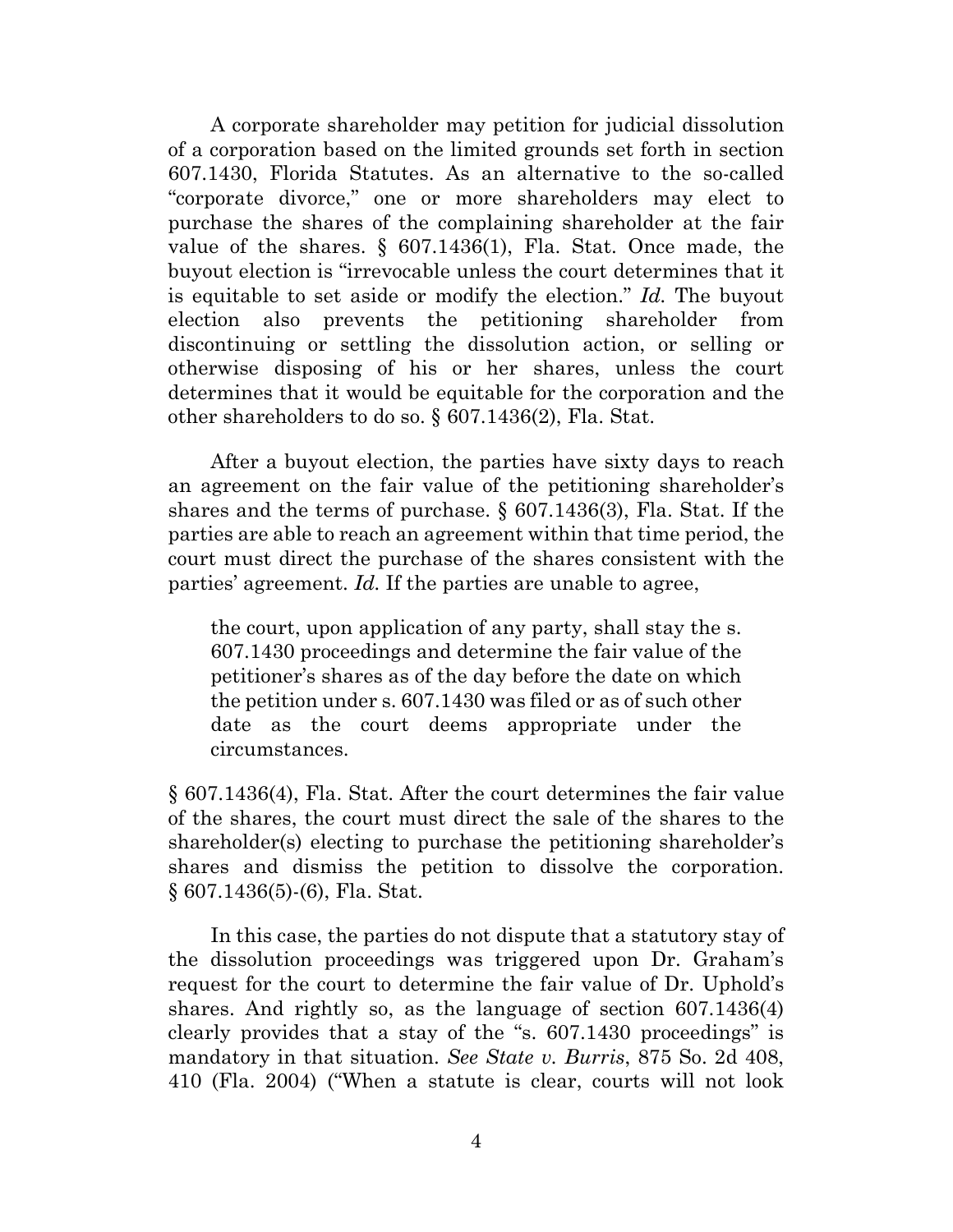A corporate shareholder may petition for judicial dissolution of a corporation based on the limited grounds set forth in section 607.1430, Florida Statutes. As an alternative to the so-called "corporate divorce," one or more shareholders may elect to purchase the shares of the complaining shareholder at the fair value of the shares. § 607.1436(1), Fla. Stat. Once made, the buyout election is "irrevocable unless the court determines that it is equitable to set aside or modify the election." *Id.* The buyout election also prevents the petitioning shareholder from discontinuing or settling the dissolution action, or selling or otherwise disposing of his or her shares, unless the court determines that it would be equitable for the corporation and the other shareholders to do so. § 607.1436(2), Fla. Stat.

After a buyout election, the parties have sixty days to reach an agreement on the fair value of the petitioning shareholder's shares and the terms of purchase. § 607.1436(3), Fla. Stat. If the parties are able to reach an agreement within that time period, the court must direct the purchase of the shares consistent with the parties' agreement. *Id.* If the parties are unable to agree,

> the court, upon application of any party, shall stay the s. 607.1430 proceedings and determine the fair value of the petitioner's shares as of the day before the date on which the petition under s. 607.1430 was filed or as of such other date as the court deems appropriate under the circumstances.

§ 607.1436(4), Fla. Stat. After the court determines the fair value of the shares, the court must direct the sale of the shares to the shareholder(s) electing to purchase the petitioning shareholder's shares and dismiss the petition to dissolve the corporation. § 607.1436(5)-(6), Fla. Stat.

In this case, the parties do not dispute that a statutory stay of the dissolution proceedings was triggered upon Dr. Graham's request for the court to determine the fair value of Dr. Uphold's shares. And rightly so, as the language of section 607.1436(4) clearly provides that a stay of the "s. 607.1430 proceedings" is mandatory in that situation. *See State v. Burris*, 875 So. 2d 408, 410 (Fla. 2004) ("When a statute is clear, courts will not look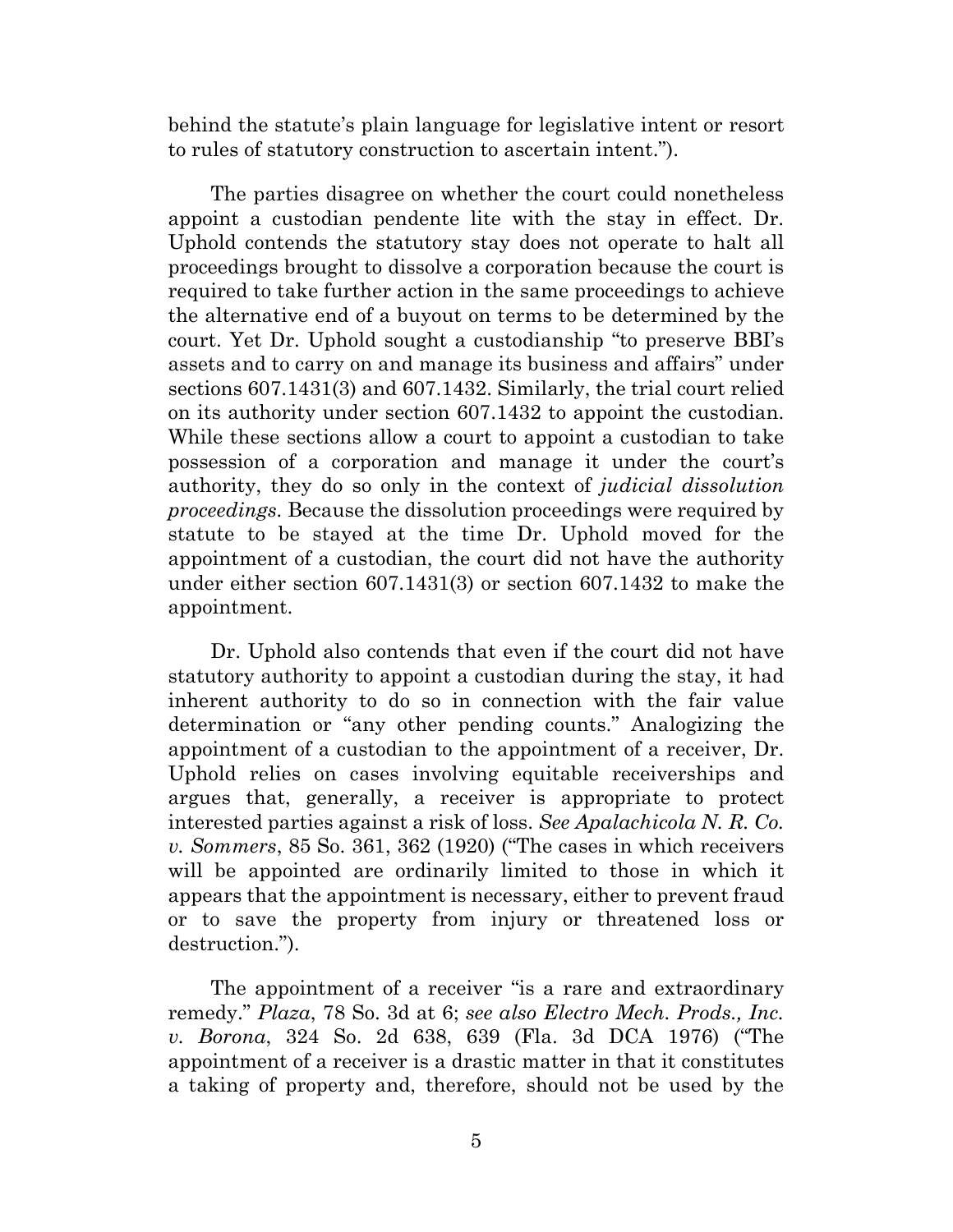behind the statute's plain language for legislative intent or resort to rules of statutory construction to ascertain intent.").

The parties disagree on whether the court could nonetheless appoint a custodian pendente lite with the stay in effect. Dr. Uphold contends the statutory stay does not operate to halt all proceedings brought to dissolve a corporation because the court is required to take further action in the same proceedings to achieve the alternative end of a buyout on terms to be determined by the court. Yet Dr. Uphold sought a custodianship "to preserve BBI's assets and to carry on and manage its business and affairs" under sections 607.1431(3) and 607.1432. Similarly, the trial court relied on its authority under section 607.1432 to appoint the custodian. While these sections allow a court to appoint a custodian to take possession of a corporation and manage it under the court's authority, they do so only in the context of *judicial dissolution proceedings*. Because the dissolution proceedings were required by statute to be stayed at the time Dr. Uphold moved for the appointment of a custodian, the court did not have the authority under either section 607.1431(3) or section 607.1432 to make the appointment.

Dr. Uphold also contends that even if the court did not have statutory authority to appoint a custodian during the stay, it had inherent authority to do so in connection with the fair value determination or "any other pending counts." Analogizing the appointment of a custodian to the appointment of a receiver, Dr. Uphold relies on cases involving equitable receiverships and argues that, generally, a receiver is appropriate to protect interested parties against a risk of loss. *See Apalachicola N. R. Co. v. Sommers*, 85 So. 361, 362 (1920) ("The cases in which receivers will be appointed are ordinarily limited to those in which it appears that the appointment is necessary, either to prevent fraud or to save the property from injury or threatened loss or destruction.").

The appointment of a receiver "is a rare and extraordinary remedy." *Plaza*, 78 So. 3d at 6; *see also Electro Mech. Prods., Inc. v. Borona*, 324 So. 2d 638, 639 (Fla. 3d DCA 1976) ("The appointment of a receiver is a drastic matter in that it constitutes a taking of property and, therefore, should not be used by the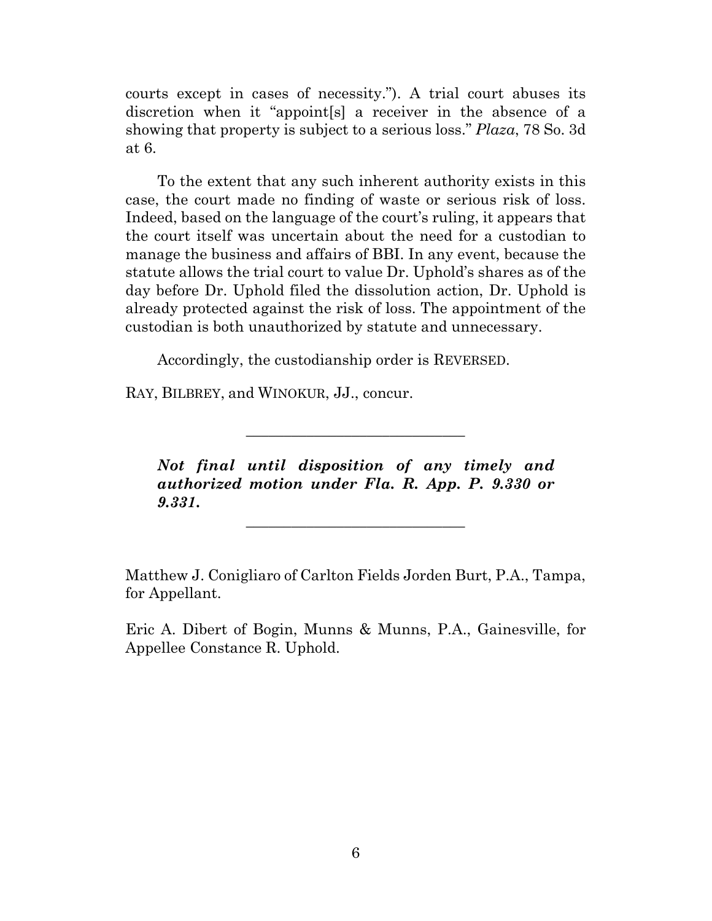courts except in cases of necessity."). A trial court abuses its discretion when it "appoint[s] a receiver in the absence of a showing that property is subject to a serious loss." *Plaza*, 78 So. 3d at 6.

To the extent that any such inherent authority exists in this case, the court made no finding of waste or serious risk of loss. Indeed, based on the language of the court's ruling, it appears that the court itself was uncertain about the need for a custodian to manage the business and affairs of BBI. In any event, because the statute allows the trial court to value Dr. Uphold's shares as of the day before Dr. Uphold filed the dissolution action, Dr. Uphold is already protected against the risk of loss. The appointment of the custodian is both unauthorized by statute and unnecessary.

Accordingly, the custodianship order is REVERSED.

RAY, BILBREY, and WINOKUR, JJ., concur.

---

***Not final until disposition of any timely and authorized motion under Fla. R. App. P. 9.330 or 9.331.***

---

Matthew J. Conigliaro of Carlton Fields Jorden Burt, P.A., Tampa, for Appellant.

Eric A. Dibert of Bogin, Munns & Munns, P.A., Gainesville, for Appellee Constance R. Uphold.